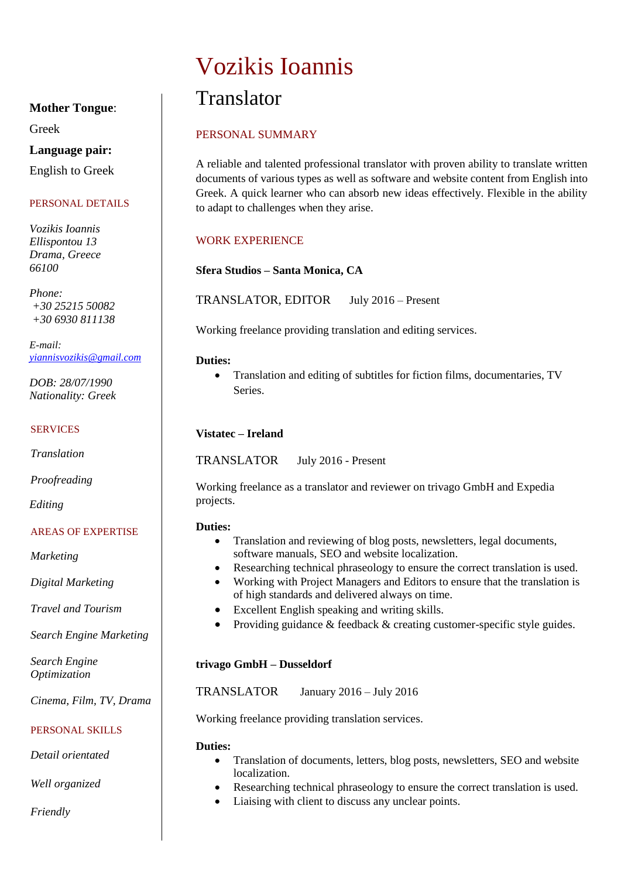# Vozikis Ioannis

## Translator

**Mother Tongue**:

Greek

**Language pair:**

English to Greek

### PERSONAL DETAILS

*Vozikis Ioannis*
*Ellispontou 13*
*Drama, Greece*
*66100*

*Phone:*
*+30 25215 50082*
*+30 6930 811138*

*E-mail:*
*yiannisvozikis@gmail.com*

*DOB: 28/07/1990*
*Nationality: Greek*

### SERVICES

*Translation*

*Proofreading*

*Editing*

### AREAS OF EXPERTISE

*Marketing*

*Digital Marketing*

*Travel and Tourism*

*Search Engine Marketing*

*Search Engine Optimization*

*Cinema, Film, TV, Drama*

### PERSONAL SKILLS

*Detail orientated*

*Well organized*

*Friendly*

### PERSONAL SUMMARY

A reliable and talented professional translator with proven ability to translate written documents of various types as well as software and website content from English into Greek. A quick learner who can absorb new ideas effectively. Flexible in the ability to adapt to challenges when they arise.

### WORK EXPERIENCE

**Sfera Studios – Santa Monica, CA**

TRANSLATOR, EDITOR July 2016 – Present

Working freelance providing translation and editing services.

**Duties:**

- Translation and editing of subtitles for fiction films, documentaries, TV Series.

**Vistatec – Ireland**

TRANSLATOR July 2016 - Present

Working freelance as a translator and reviewer on trivago GmbH and Expedia projects.

**Duties:**

- Translation and reviewing of blog posts, newsletters, legal documents, software manuals, SEO and website localization.
- Researching technical phraseology to ensure the correct translation is used.
- Working with Project Managers and Editors to ensure that the translation is of high standards and delivered always on time.
- Excellent English speaking and writing skills.
- Providing guidance & feedback & creating customer-specific style guides.

**trivago GmbH – Dusseldorf**

TRANSLATOR January 2016 – July 2016

Working freelance providing translation services.

**Duties:**

- Translation of documents, letters, blog posts, newsletters, SEO and website localization.
- Researching technical phraseology to ensure the correct translation is used.
- Liaising with client to discuss any unclear points.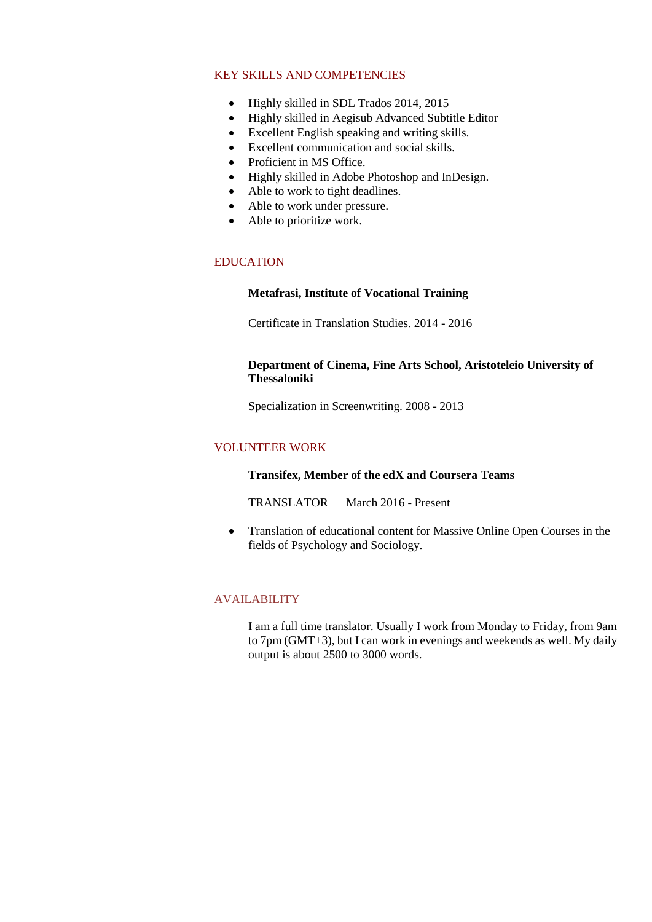## KEY SKILLS AND COMPETENCIES

- Highly skilled in SDL Trados 2014, 2015
- Highly skilled in Aegisub Advanced Subtitle Editor
- Excellent English speaking and writing skills.
- Excellent communication and social skills.
- Proficient in MS Office.
- Highly skilled in Adobe Photoshop and InDesign.
- Able to work to tight deadlines.
- Able to work under pressure.
- Able to prioritize work.

## EDUCATION

**Metafrasi, Institute of Vocational Training**

Certificate in Translation Studies. 2014 - 2016

**Department of Cinema, Fine Arts School, Aristoteleio University of Thessaloniki**

Specialization in Screenwriting. 2008 - 2013

## VOLUNTEER WORK

**Transifex, Member of the edX and Coursera Teams**

TRANSLATOR March 2016 - Present

- Translation of educational content for Massive Online Open Courses in the fields of Psychology and Sociology.

## AVAILABILITY

I am a full time translator. Usually I work from Monday to Friday, from 9am to 7pm (GMT+3), but I can work in evenings and weekends as well. My daily output is about 2500 to 3000 words.